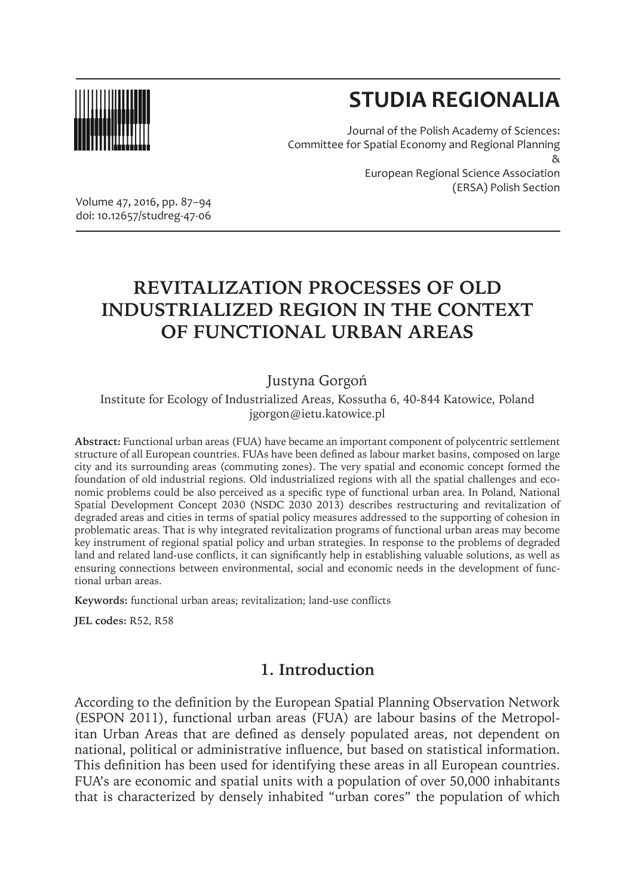# STUDIA REGIONALIA

Journal of the Polish Academy of Sciences:
Committee for Spatial Economy and Regional Planning
&
European Regional Science Association
(ERSA) Polish Section

Volume 47, 2016, pp. 87–94
doi: 10.12657/studreg-47-06

# REVITALIZATION PROCESSES OF OLD INDUSTRIALIZED REGION IN THE CONTEXT OF FUNCTIONAL URBAN AREAS

Justyna Gorgoń

Institute for Ecology of Industrialized Areas, Kossutha 6, 40-844 Katowice, Poland
jgorgon@ietu.katowice.pl

**Abstract:** Functional urban areas (FUA) have became an important component of polycentric settlement structure of all European countries. FUAs have been defined as labour market basins, composed on large city and its surrounding areas (commuting zones). The very spatial and economic concept formed the foundation of old industrial regions. Old industrialized regions with all the spatial challenges and economic problems could be also perceived as a specific type of functional urban area. In Poland, National Spatial Development Concept 2030 (NSDC 2030 2013) describes restructuring and revitalization of degraded areas and cities in terms of spatial policy measures addressed to the supporting of cohesion in problematic areas. That is why integrated revitalization programs of functional urban areas may become key instrument of regional spatial policy and urban strategies. In response to the problems of degraded land and related land-use conflicts, it can significantly help in establishing valuable solutions, as well as ensuring connections between environmental, social and economic needs in the development of functional urban areas.

**Keywords:** functional urban areas; revitalization; land-use conflicts

**JEL codes:** R52, R58

## 1. Introduction

According to the definition by the European Spatial Planning Observation Network (ESPON 2011), functional urban areas (FUA) are labour basins of the Metropolitan Urban Areas that are defined as densely populated areas, not dependent on national, political or administrative influence, but based on statistical information. This definition has been used for identifying these areas in all European countries. FUA's are economic and spatial units with a population of over 50,000 inhabitants that is characterized by densely inhabited "urban cores" the population of which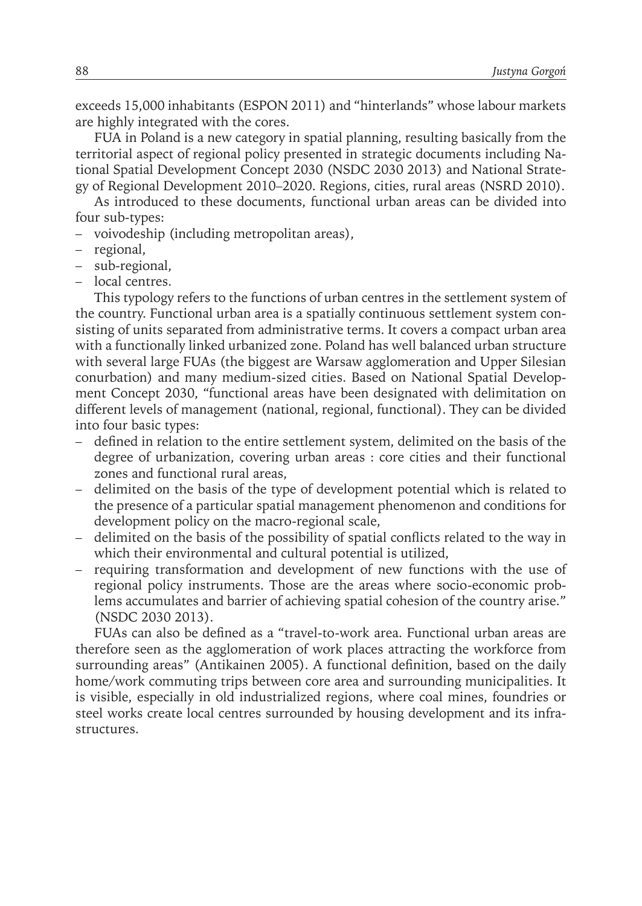exceeds 15,000 inhabitants (ESPON 2011) and "hinterlands" whose labour markets are highly integrated with the cores.

FUA in Poland is a new category in spatial planning, resulting basically from the territorial aspect of regional policy presented in strategic documents including National Spatial Development Concept 2030 (NSDC 2030 2013) and National Strategy of Regional Development 2010–2020. Regions, cities, rural areas (NSRD 2010).

As introduced to these documents, functional urban areas can be divided into four sub-types:

- voivodeship (including metropolitan areas),
- regional,
- sub-regional,
- local centres.

This typology refers to the functions of urban centres in the settlement system of the country. Functional urban area is a spatially continuous settlement system consisting of units separated from administrative terms. It covers a compact urban area with a functionally linked urbanized zone. Poland has well balanced urban structure with several large FUAs (the biggest are Warsaw agglomeration and Upper Silesian conurbation) and many medium-sized cities. Based on National Spatial Development Concept 2030, "functional areas have been designated with delimitation on different levels of management (national, regional, functional). They can be divided into four basic types:

- defined in relation to the entire settlement system, delimited on the basis of the degree of urbanization, covering urban areas : core cities and their functional zones and functional rural areas,
- delimited on the basis of the type of development potential which is related to the presence of a particular spatial management phenomenon and conditions for development policy on the macro-regional scale,
- delimited on the basis of the possibility of spatial conflicts related to the way in which their environmental and cultural potential is utilized,
- requiring transformation and development of new functions with the use of regional policy instruments. Those are the areas where socio-economic problems accumulates and barrier of achieving spatial cohesion of the country arise." (NSDC 2030 2013).

FUAs can also be defined as a "travel-to-work area. Functional urban areas are therefore seen as the agglomeration of work places attracting the workforce from surrounding areas" (Antikainen 2005). A functional definition, based on the daily home/work commuting trips between core area and surrounding municipalities. It is visible, especially in old industrialized regions, where coal mines, foundries or steel works create local centres surrounded by housing development and its infrastructures.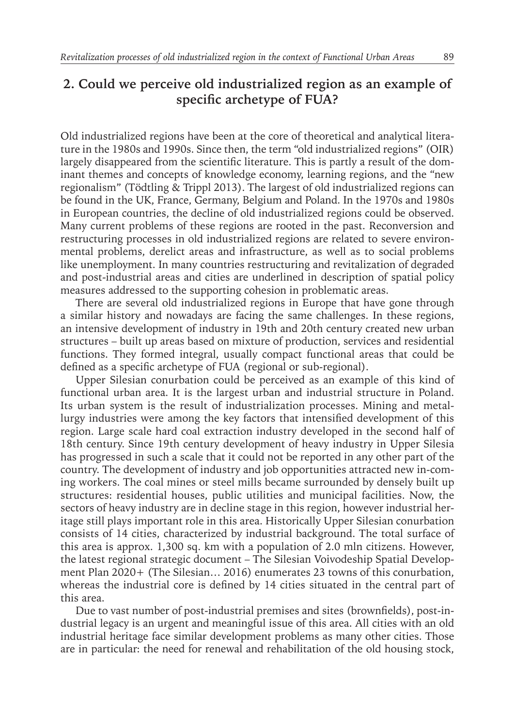## 2. Could we perceive old industrialized region as an example of specific archetype of FUA?

Old industrialized regions have been at the core of theoretical and analytical literature in the 1980s and 1990s. Since then, the term "old industrialized regions" (OIR) largely disappeared from the scientific literature. This is partly a result of the dominant themes and concepts of knowledge economy, learning regions, and the "new regionalism" (Tödtling & Trippl 2013). The largest of old industrialized regions can be found in the UK, France, Germany, Belgium and Poland. In the 1970s and 1980s in European countries, the decline of old industrialized regions could be observed. Many current problems of these regions are rooted in the past. Reconversion and restructuring processes in old industrialized regions are related to severe environmental problems, derelict areas and infrastructure, as well as to social problems like unemployment. In many countries restructuring and revitalization of degraded and post-industrial areas and cities are underlined in description of spatial policy measures addressed to the supporting cohesion in problematic areas.

There are several old industrialized regions in Europe that have gone through a similar history and nowadays are facing the same challenges. In these regions, an intensive development of industry in 19th and 20th century created new urban structures – built up areas based on mixture of production, services and residential functions. They formed integral, usually compact functional areas that could be defined as a specific archetype of FUA (regional or sub-regional).

Upper Silesian conurbation could be perceived as an example of this kind of functional urban area. It is the largest urban and industrial structure in Poland. Its urban system is the result of industrialization processes. Mining and metallurgy industries were among the key factors that intensified development of this region. Large scale hard coal extraction industry developed in the second half of 18th century. Since 19th century development of heavy industry in Upper Silesia has progressed in such a scale that it could not be reported in any other part of the country. The development of industry and job opportunities attracted new in-coming workers. The coal mines or steel mills became surrounded by densely built up structures: residential houses, public utilities and municipal facilities. Now, the sectors of heavy industry are in decline stage in this region, however industrial heritage still plays important role in this area. Historically Upper Silesian conurbation consists of 14 cities, characterized by industrial background. The total surface of this area is approx. 1,300 sq. km with a population of 2.0 mln citizens. However, the latest regional strategic document – The Silesian Voivodeship Spatial Development Plan 2020+ (The Silesian… 2016) enumerates 23 towns of this conurbation, whereas the industrial core is defined by 14 cities situated in the central part of this area.

Due to vast number of post-industrial premises and sites (brownfields), post-industrial legacy is an urgent and meaningful issue of this area. All cities with an old industrial heritage face similar development problems as many other cities. Those are in particular: the need for renewal and rehabilitation of the old housing stock,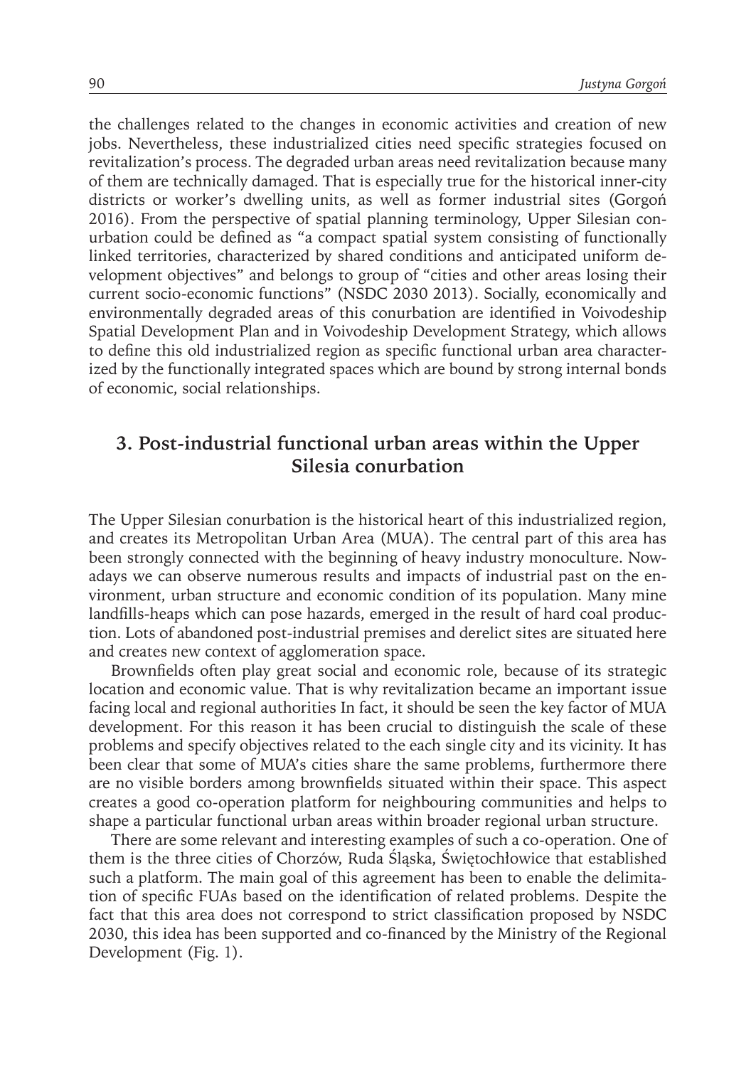the challenges related to the changes in economic activities and creation of new jobs. Nevertheless, these industrialized cities need specific strategies focused on revitalization's process. The degraded urban areas need revitalization because many of them are technically damaged. That is especially true for the historical inner-city districts or worker's dwelling units, as well as former industrial sites (Gorgoń 2016). From the perspective of spatial planning terminology, Upper Silesian conurbation could be defined as "a compact spatial system consisting of functionally linked territories, characterized by shared conditions and anticipated uniform development objectives" and belongs to group of "cities and other areas losing their current socio-economic functions" (NSDC 2030 2013). Socially, economically and environmentally degraded areas of this conurbation are identified in Voivodeship Spatial Development Plan and in Voivodeship Development Strategy, which allows to define this old industrialized region as specific functional urban area characterized by the functionally integrated spaces which are bound by strong internal bonds of economic, social relationships.

## 3. Post-industrial functional urban areas within the Upper Silesia conurbation

The Upper Silesian conurbation is the historical heart of this industrialized region, and creates its Metropolitan Urban Area (MUA). The central part of this area has been strongly connected with the beginning of heavy industry monoculture. Nowadays we can observe numerous results and impacts of industrial past on the environment, urban structure and economic condition of its population. Many mine landfills-heaps which can pose hazards, emerged in the result of hard coal production. Lots of abandoned post-industrial premises and derelict sites are situated here and creates new context of agglomeration space.

Brownfields often play great social and economic role, because of its strategic location and economic value. That is why revitalization became an important issue facing local and regional authorities In fact, it should be seen the key factor of MUA development. For this reason it has been crucial to distinguish the scale of these problems and specify objectives related to the each single city and its vicinity. It has been clear that some of MUA's cities share the same problems, furthermore there are no visible borders among brownfields situated within their space. This aspect creates a good co-operation platform for neighbouring communities and helps to shape a particular functional urban areas within broader regional urban structure.

There are some relevant and interesting examples of such a co-operation. One of them is the three cities of Chorzów, Ruda Śląska, Świętochłowice that established such a platform. The main goal of this agreement has been to enable the delimitation of specific FUAs based on the identification of related problems. Despite the fact that this area does not correspond to strict classification proposed by NSDC 2030, this idea has been supported and co-financed by the Ministry of the Regional Development (Fig. 1).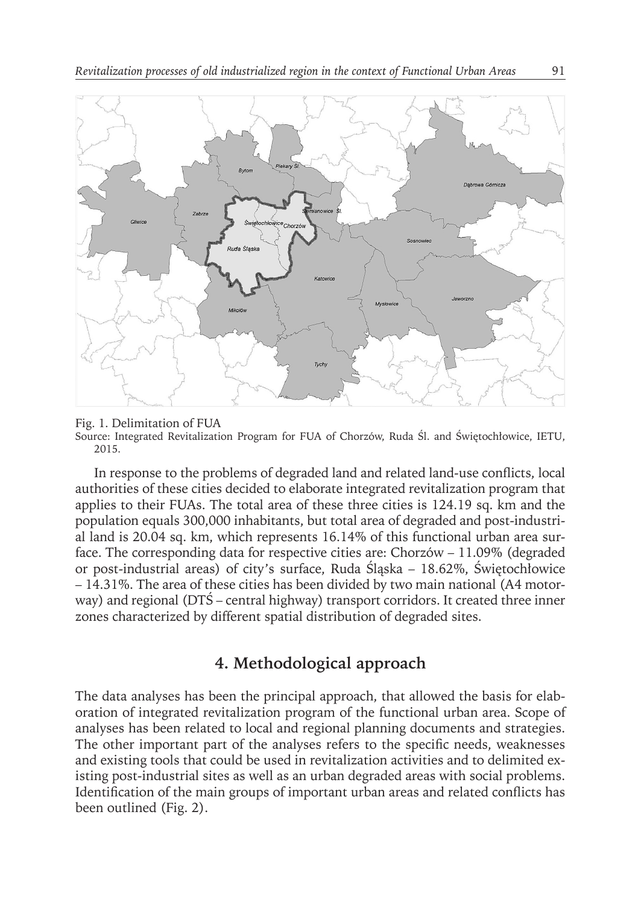Fig. 1. Delimitation of FUA

Source: Integrated Revitalization Program for FUA of Chorzów, Ruda Śl. and Świętochłowice, IETU, 2015.

In response to the problems of degraded land and related land-use conflicts, local authorities of these cities decided to elaborate integrated revitalization program that applies to their FUAs. The total area of these three cities is 124.19 sq. km and the population equals 300,000 inhabitants, but total area of degraded and post-industrial land is 20.04 sq. km, which represents 16.14% of this functional urban area surface. The corresponding data for respective cities are: Chorzów – 11.09% (degraded or post-industrial areas) of city's surface, Ruda Śląska – 18.62%, Świętochłowice – 14.31%. The area of these cities has been divided by two main national (A4 motorway) and regional (DTŚ – central highway) transport corridors. It created three inner zones characterized by different spatial distribution of degraded sites.

## 4. Methodological approach

The data analyses has been the principal approach, that allowed the basis for elaboration of integrated revitalization program of the functional urban area. Scope of analyses has been related to local and regional planning documents and strategies. The other important part of the analyses refers to the specific needs, weaknesses and existing tools that could be used in revitalization activities and to delimited existing post-industrial sites as well as an urban degraded areas with social problems. Identification of the main groups of important urban areas and related conflicts has been outlined (Fig. 2).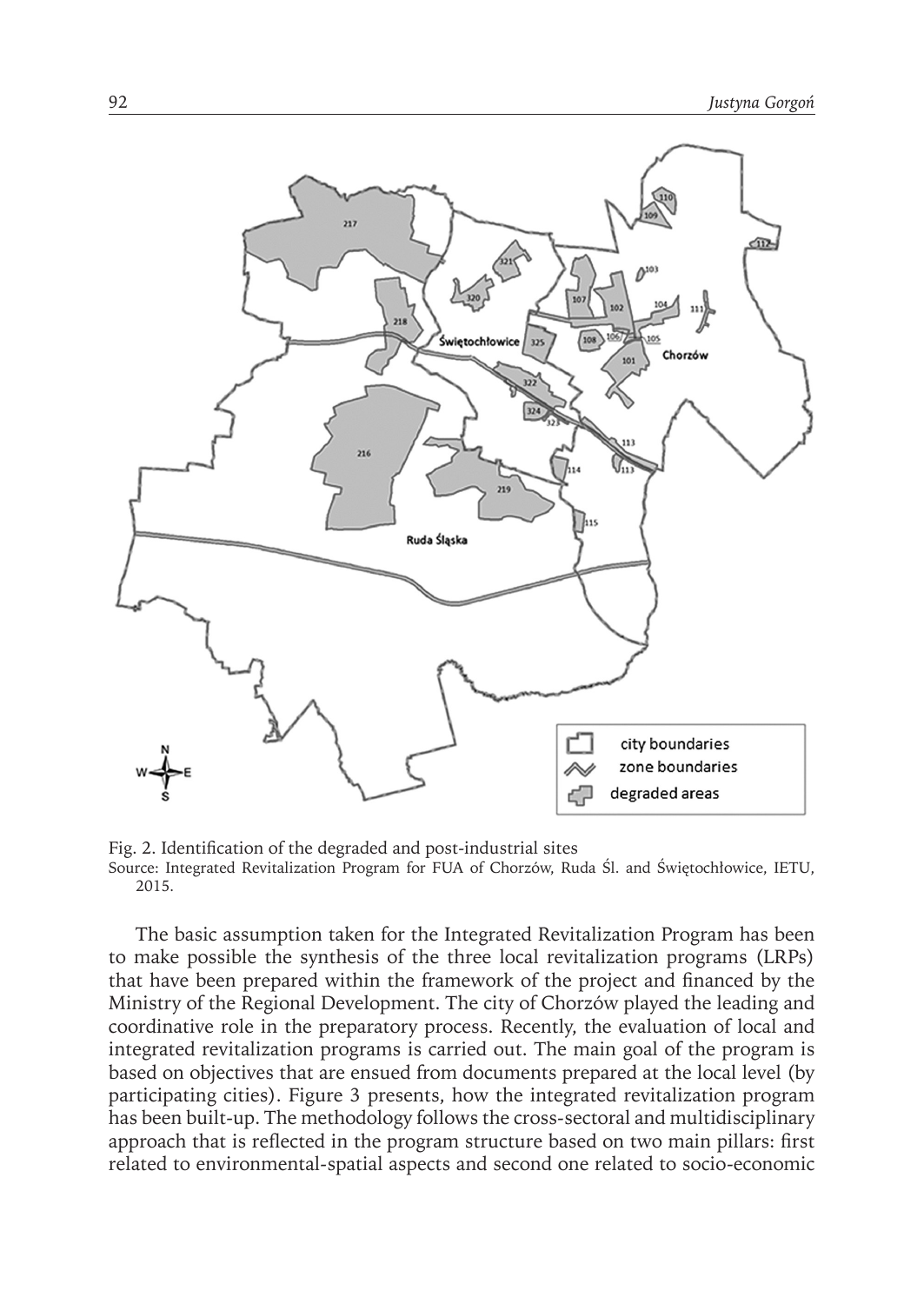Fig. 2. Identification of the degraded and post-industrial sites
Source: Integrated Revitalization Program for FUA of Chorzów, Ruda Śl. and Świętochłowice, IETU, 2015.

The basic assumption taken for the Integrated Revitalization Program has been to make possible the synthesis of the three local revitalization programs (LRPs) that have been prepared within the framework of the project and financed by the Ministry of the Regional Development. The city of Chorzów played the leading and coordinative role in the preparatory process. Recently, the evaluation of local and integrated revitalization programs is carried out. The main goal of the program is based on objectives that are ensued from documents prepared at the local level (by participating cities). Figure 3 presents, how the integrated revitalization program has been built-up. The methodology follows the cross-sectoral and multidisciplinary approach that is reflected in the program structure based on two main pillars: first related to environmental-spatial aspects and second one related to socio-economic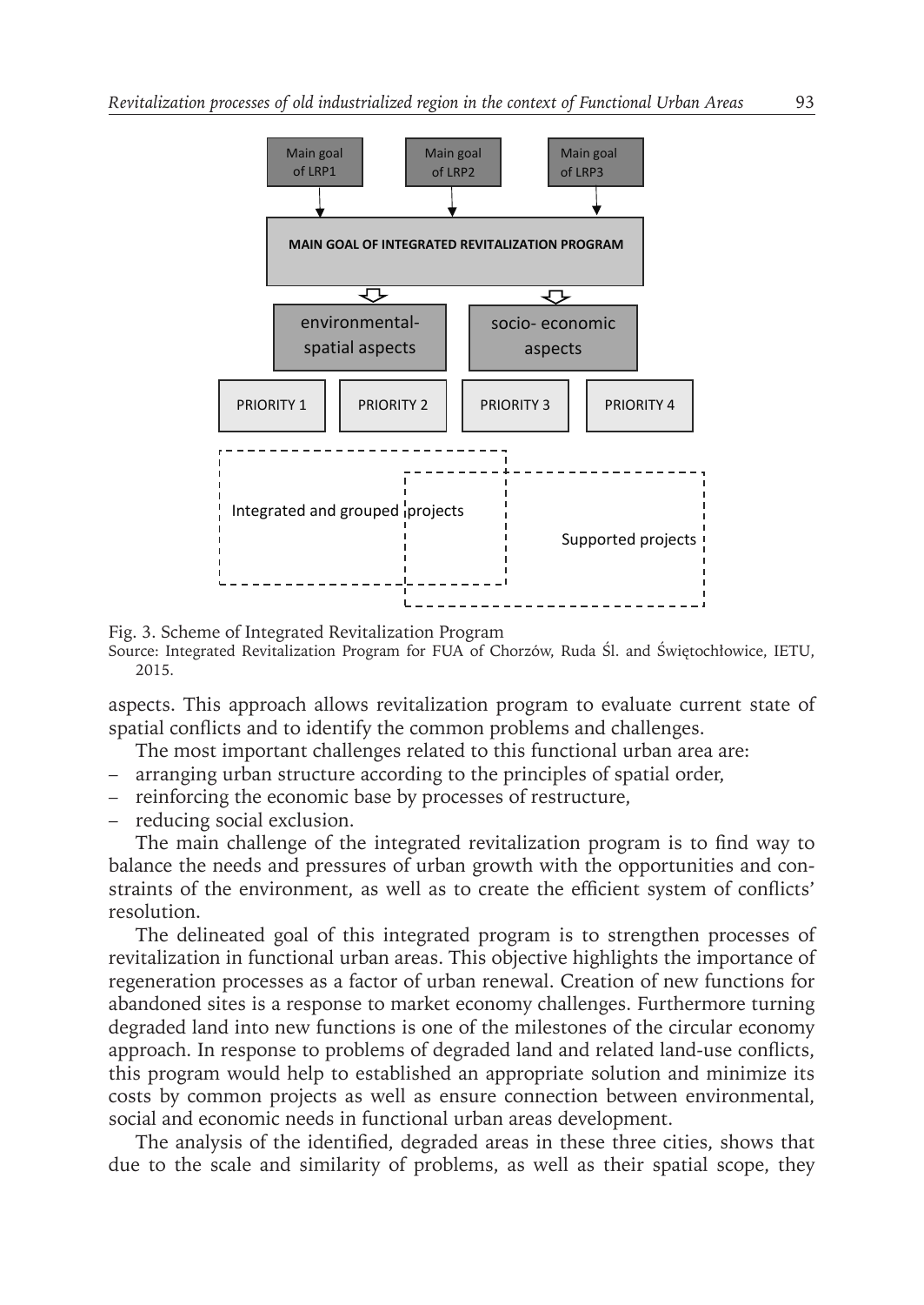Main goal of LRP1

Main goal of LRP2

Main goal of LRP3

MAIN GOAL OF INTEGRATED REVITALIZATION PROGRAM

environmental-spatial aspects

socio- economic aspects

PRIORITY 1

PRIORITY 2

PRIORITY 3

PRIORITY 4

Integrated and grouped projects

Supported projects

Fig. 3. Scheme of Integrated Revitalization Program

Source: Integrated Revitalization Program for FUA of Chorzów, Ruda Śl. and Świętochłowice, IETU, 2015.

aspects. This approach allows revitalization program to evaluate current state of spatial conflicts and to identify the common problems and challenges.

The most important challenges related to this functional urban area are:

- arranging urban structure according to the principles of spatial order,
- reinforcing the economic base by processes of restructure,
- reducing social exclusion.

The main challenge of the integrated revitalization program is to find way to balance the needs and pressures of urban growth with the opportunities and constraints of the environment, as well as to create the efficient system of conflicts' resolution.

The delineated goal of this integrated program is to strengthen processes of revitalization in functional urban areas. This objective highlights the importance of regeneration processes as a factor of urban renewal. Creation of new functions for abandoned sites is a response to market economy challenges. Furthermore turning degraded land into new functions is one of the milestones of the circular economy approach. In response to problems of degraded land and related land-use conflicts, this program would help to established an appropriate solution and minimize its costs by common projects as well as ensure connection between environmental, social and economic needs in functional urban areas development.

The analysis of the identified, degraded areas in these three cities, shows that due to the scale and similarity of problems, as well as their spatial scope, they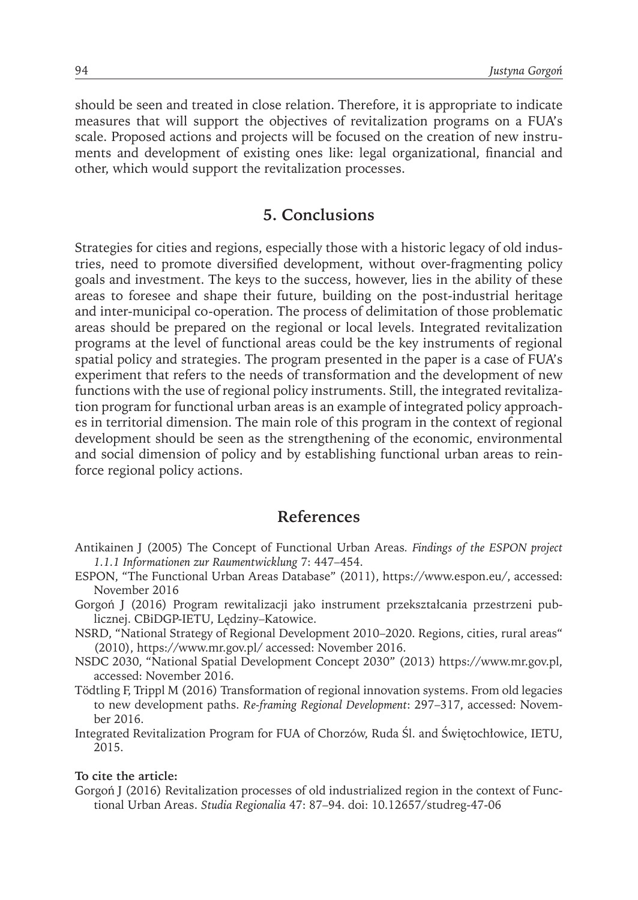should be seen and treated in close relation. Therefore, it is appropriate to indicate measures that will support the objectives of revitalization programs on a FUA's scale. Proposed actions and projects will be focused on the creation of new instruments and development of existing ones like: legal organizational, financial and other, which would support the revitalization processes.

## 5. Conclusions

Strategies for cities and regions, especially those with a historic legacy of old industries, need to promote diversified development, without over-fragmenting policy goals and investment. The keys to the success, however, lies in the ability of these areas to foresee and shape their future, building on the post-industrial heritage and inter-municipal co-operation. The process of delimitation of those problematic areas should be prepared on the regional or local levels. Integrated revitalization programs at the level of functional areas could be the key instruments of regional spatial policy and strategies. The program presented in the paper is a case of FUA's experiment that refers to the needs of transformation and the development of new functions with the use of regional policy instruments. Still, the integrated revitalization program for functional urban areas is an example of integrated policy approaches in territorial dimension. The main role of this program in the context of regional development should be seen as the strengthening of the economic, environmental and social dimension of policy and by establishing functional urban areas to reinforce regional policy actions.

## References

Antikainen J (2005) The Concept of Functional Urban Areas. *Findings of the ESPON project 1.1.1 Informationen zur Raumentwicklung* 7: 447–454.

ESPON, "The Functional Urban Areas Database" (2011), https://www.espon.eu/, accessed: November 2016

Gorgoń J (2016) Program rewitalizacji jako instrument przekształcania przestrzeni publicznej. CBiDGP-IETU, Lędziny–Katowice.

NSRD, "National Strategy of Regional Development 2010–2020. Regions, cities, rural areas" (2010), https://www.mr.gov.pl/ accessed: November 2016.

NSDC 2030, "National Spatial Development Concept 2030" (2013) https://www.mr.gov.pl, accessed: November 2016.

Tödtling F, Trippl M (2016) Transformation of regional innovation systems. From old legacies to new development paths. *Re-framing Regional Development*: 297–317, accessed: November 2016.

Integrated Revitalization Program for FUA of Chorzów, Ruda Śl. and Świętochłowice, IETU, 2015.

**To cite the article:**

Gorgoń J (2016) Revitalization processes of old industrialized region in the context of Functional Urban Areas. *Studia Regionalia* 47: 87–94. doi: 10.12657/studreg-47-06